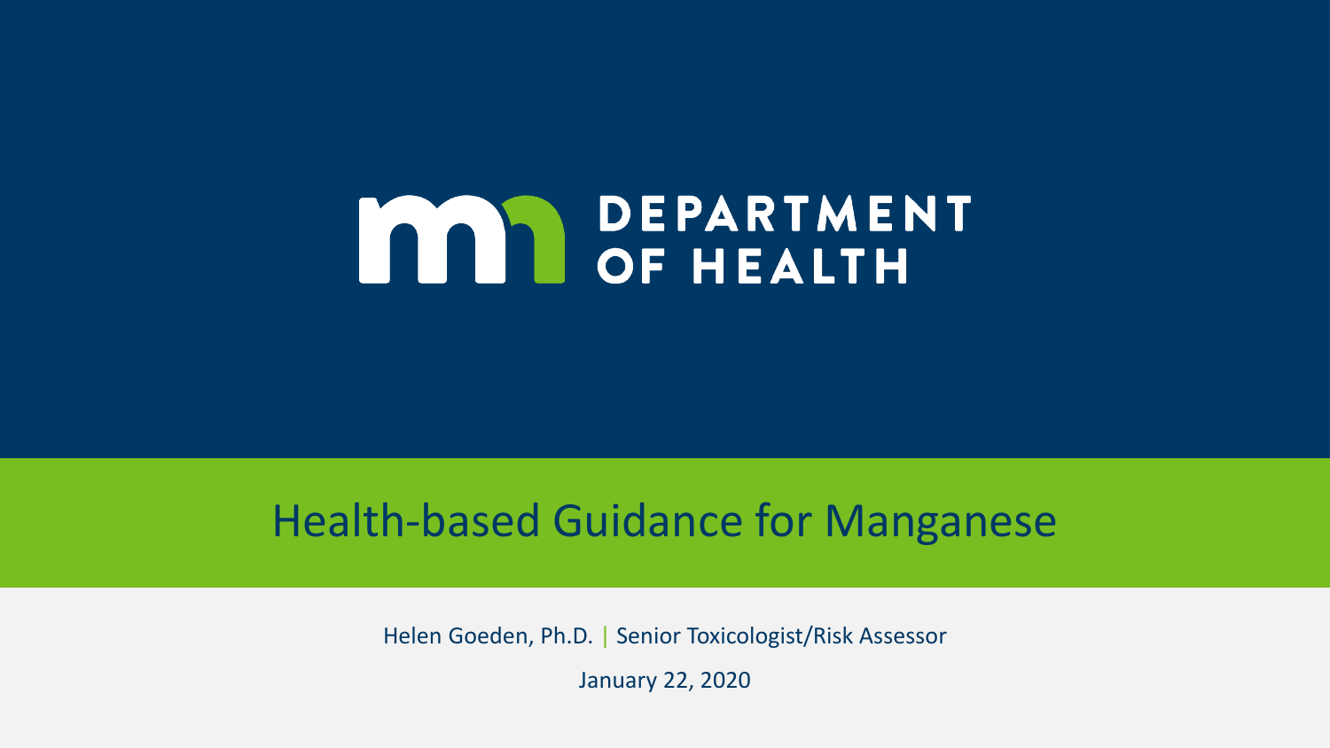DEPARTMENT OF HEALTH

# Health-based Guidance for Manganese

Helen Goeden, Ph.D. | Senior Toxicologist/Risk Assessor

January 22, 2020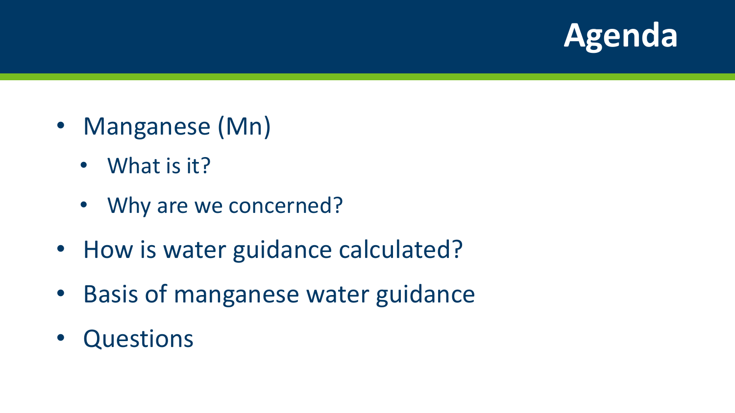# Agenda

- Manganese (Mn)
  - What is it?
  - Why are we concerned?
- How is water guidance calculated?
- Basis of manganese water guidance
- Questions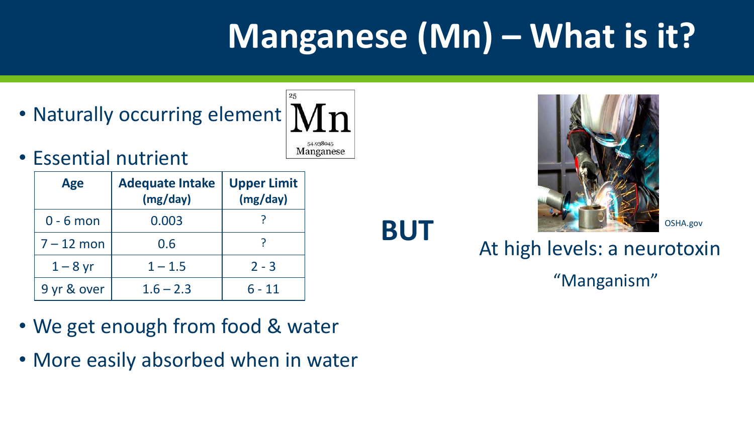# Manganese (Mn) – What is it?

- Naturally occurring element

25
Mn
54.938045
Manganese

- Essential nutrient

| Age | Adequate Intake (mg/day) | Upper Limit (mg/day) |
|---|---|---|
| 0 - 6 mon | 0.003 | ? |
| 7 – 12 mon | 0.6 | ? |
| 1 – 8 yr | 1 – 1.5 | 2 - 3 |
| 9 yr & over | 1.6 – 2.3 | 6 - 11 |

- We get enough from food & water
- More easily absorbed when in water

**BUT**

OSHA.gov

At high levels: a neurotoxin

"Manganism"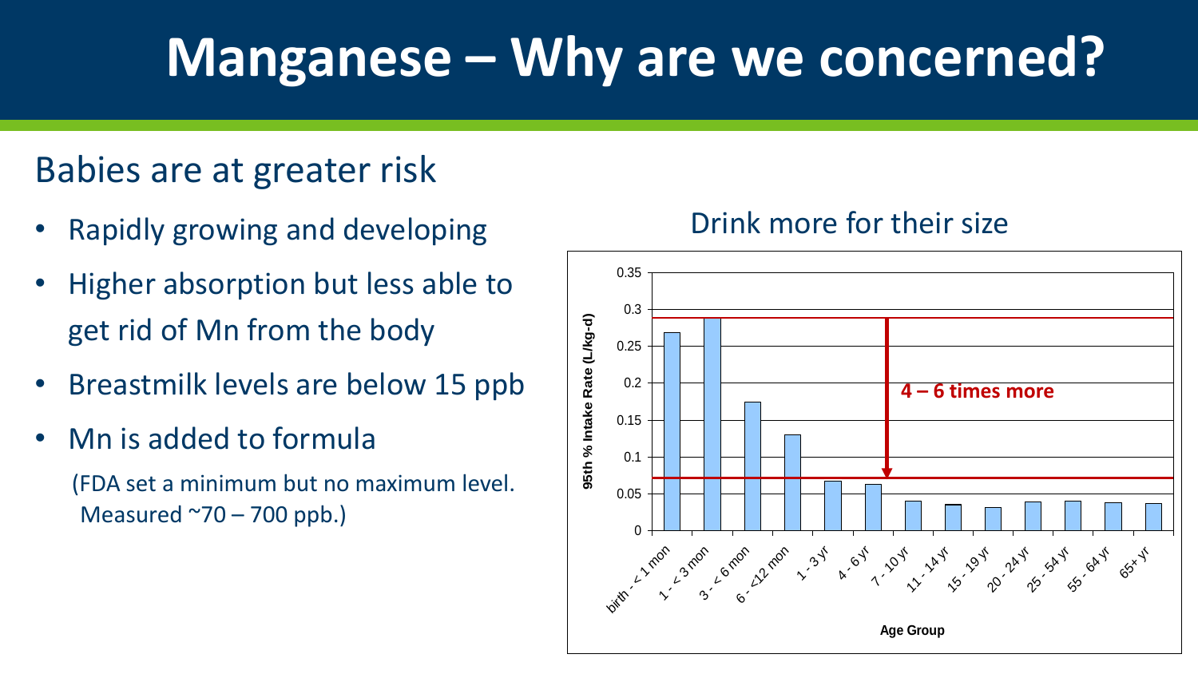# Manganese – Why are we concerned?

## Babies are at greater risk

- Rapidly growing and developing
- Higher absorption but less able to get rid of Mn from the body
- Breastmilk levels are below 15 ppb
- Mn is added to formula

  (FDA set a minimum but no maximum level. Measured ~70 – 700 ppb.)

Drink more for their size

95th % Intake Rate (L/kg-d)

**4 – 6 times more**

Age Group

| Age Group | 95th % Intake Rate (L/kg-d) |
| --- | --- |
| birth - < 1 mon | 0.268 |
| 1 - < 3 mon | 0.288 |
| 3 - < 6 mon | 0.175 |
| 6 - <12 mon | 0.131 |
| 1 - 3 yr | 0.068 |
| 4 - 6 yr | 0.063 |
| 7 - 10 yr | 0.041 |
| 11 - 14 yr | 0.036 |
| 15 - 19 yr | 0.032 |
| 20 - 24 yr | 0.040 |
| 25 - 54 yr | 0.041 |
| 55 - 64 yr | 0.039 |
| 65+ yr | 0.038 |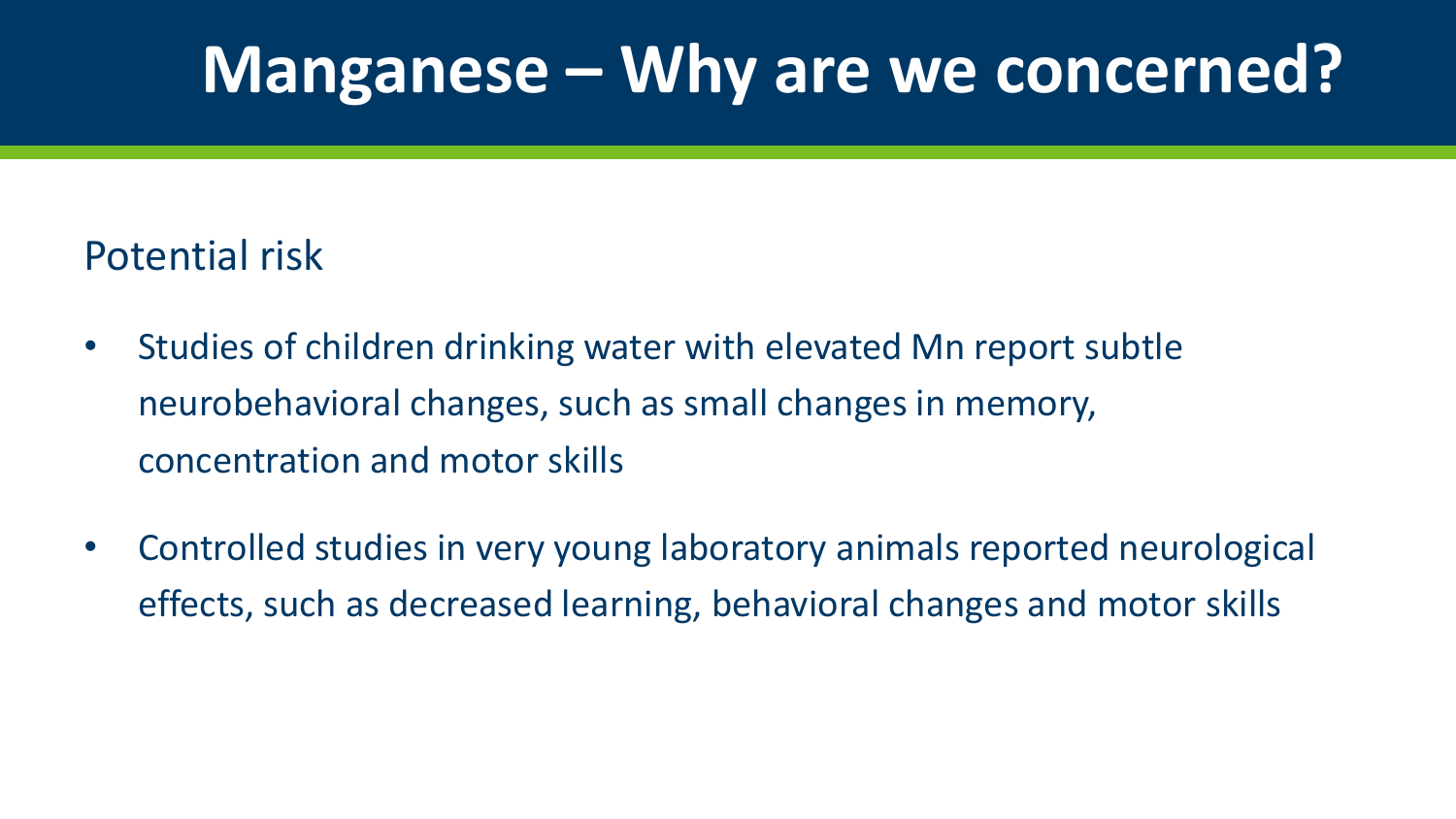# Manganese – Why are we concerned?

Potential risk

- Studies of children drinking water with elevated Mn report subtle neurobehavioral changes, such as small changes in memory, concentration and motor skills
- Controlled studies in very young laboratory animals reported neurological effects, such as decreased learning, behavioral changes and motor skills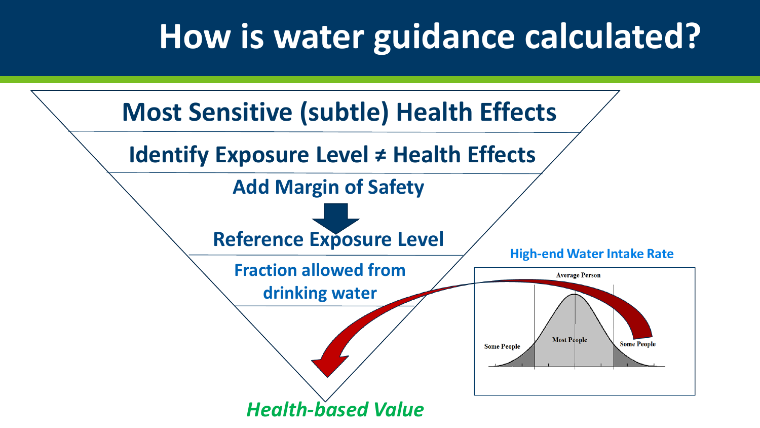# How is water guidance calculated?

**Most Sensitive (subtle) Health Effects**

**Identify Exposure Level ≠ Health Effects**

**Add Margin of Safety**

**Reference Exposure Level**

**Fraction allowed from drinking water**

***Health-based Value***

**High-end Water Intake Rate**

Average Person

Some People

Most People

Some People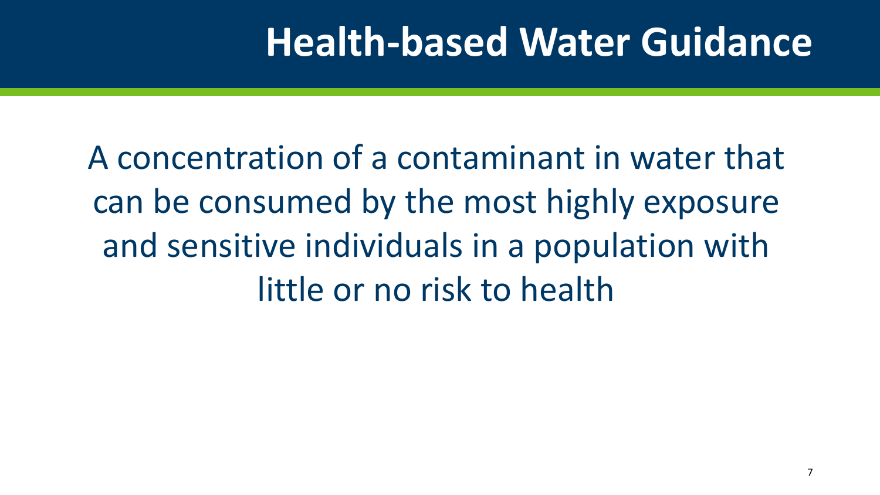# Health-based Water Guidance

A concentration of a contaminant in water that can be consumed by the most highly exposure and sensitive individuals in a population with little or no risk to health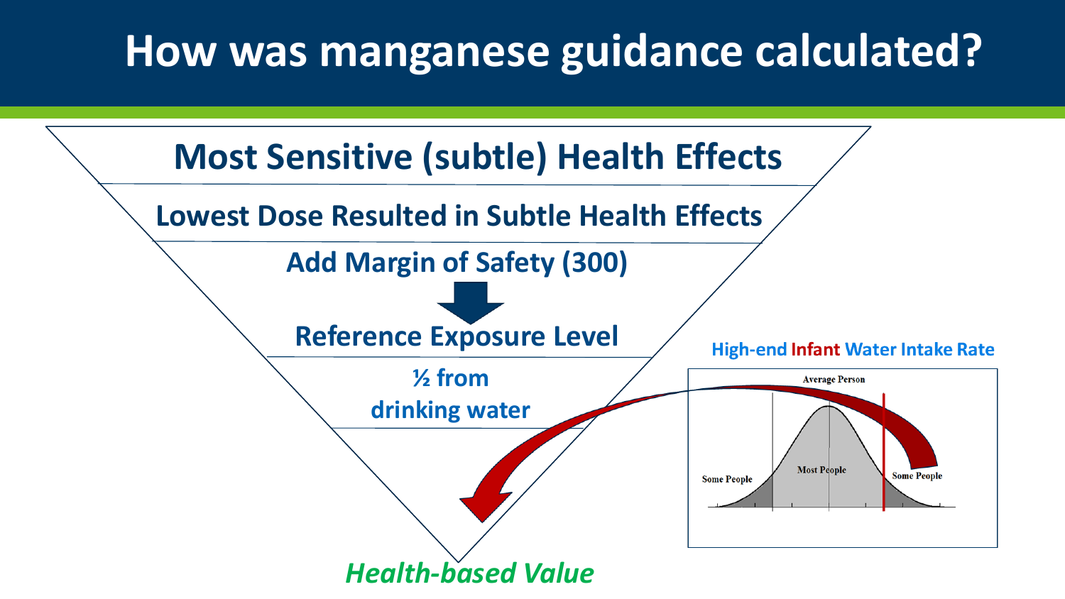# How was manganese guidance calculated?

**Most Sensitive (subtle) Health Effects**

**Lowest Dose Resulted in Subtle Health Effects**

**Add Margin of Safety (300)**

**Reference Exposure Level**

**½ from drinking water**

***Health-based Value***

**High-end Infant Water Intake Rate**

Average Person

Some People

Most People

Some People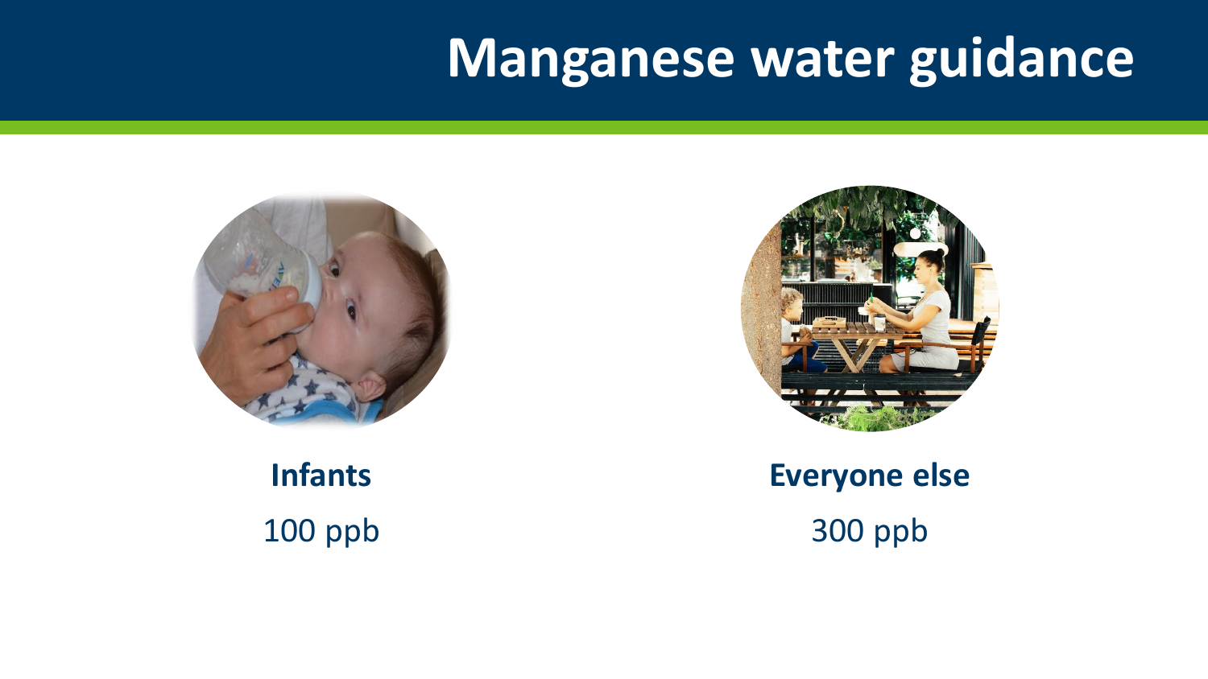# Manganese water guidance

**Infants**

100 ppb

**Everyone else**

300 ppb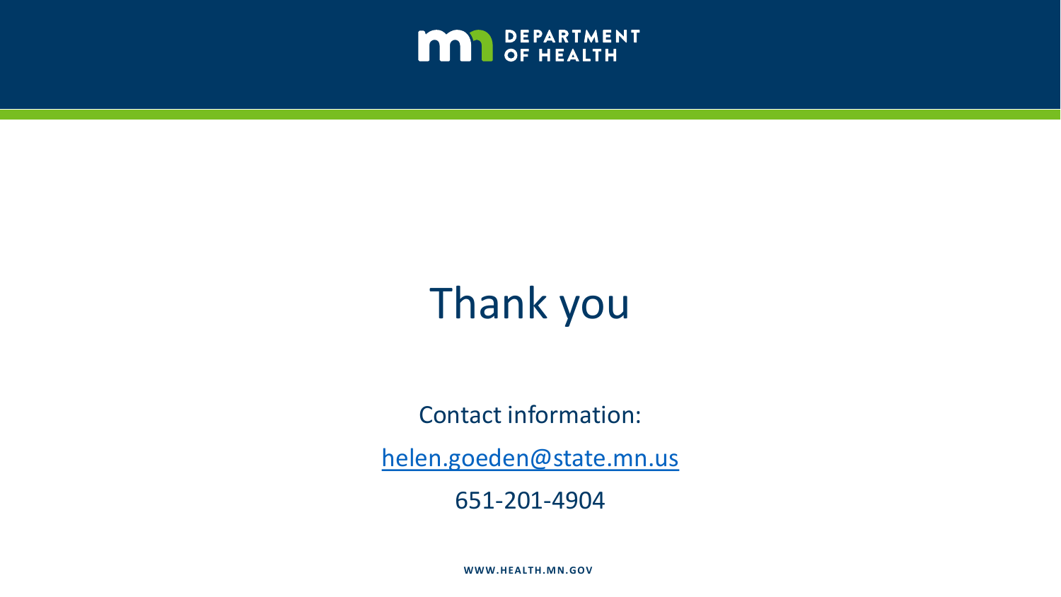# Thank you

Contact information:

helen.goeden@state.mn.us

651-201-4904